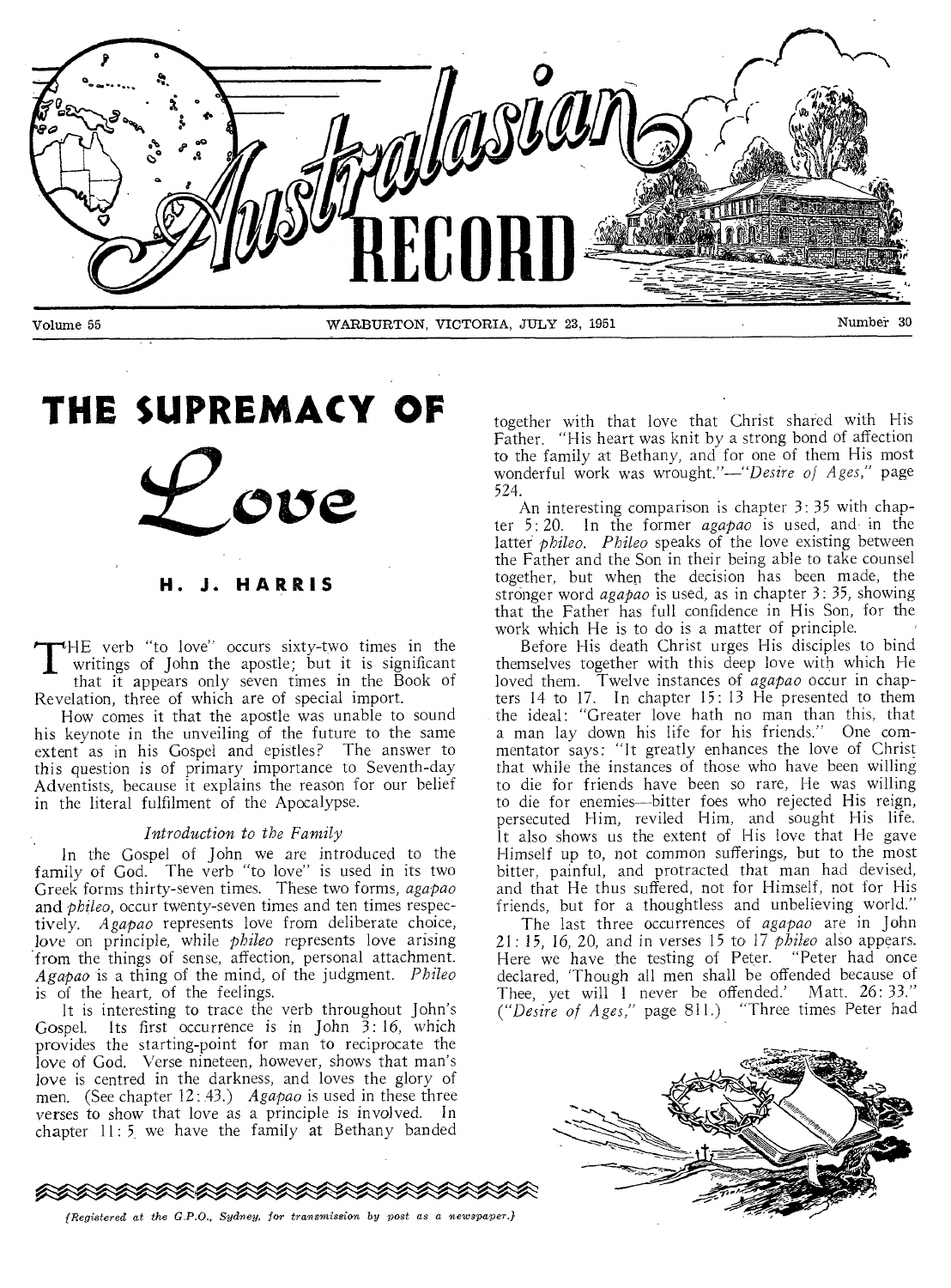# Australasian RECORD

Volume 55 — WARBURTON, VICTORIA, JULY 23, 1951 — Number 30

# THE SUPREMACY OF *Love*

### H. J. HARRIS

THE verb "to love" occurs sixty-two times in the writings of John the apostle; but it is significant that it appears only seven times in the Book of Revelation, three of which are of special import.

How comes it that the apostle was unable to sound his keynote in the unveiling of the future to the same extent as in his Gospel and epistles? The answer to this question is of primary importance to Seventh-day Adventists, because it explains the reason for our belief in the literal fulfilment of the Apocalypse.

#### *Introduction to the Family*

In the Gospel of John we are introduced to the family of God. The verb "to love" is used in its two Greek forms thirty-seven times. These two forms, *agapao* and *phileo*, occur twenty-seven times and ten times respectively. *Agapao* represents love from deliberate choice, love on principle, while *phileo* represents love arising from the things of sense, affection, personal attachment. *Agapao* is a thing of the mind, of the judgment. *Phileo* is of the heart, of the feelings.

It is interesting to trace the verb throughout John's Gospel. Its first occurrence is in John 3: 16, which provides the starting-point for man to reciprocate the love of God. Verse nineteen, however, shows that man's love is centred in the darkness, and loves the glory of men. (See chapter 12: 43.) *Agapao* is used in these three verses to show that love as a principle is involved. In chapter 11: 5 we have the family at Bethany banded together with that love that Christ shared with His Father. "His heart was knit by a strong bond of affection to the family at Bethany, and for one of them His most wonderful work was wrought."—*"Desire of Ages,"* page 524.

An interesting comparison is chapter 3: 35 with chapter 5: 20. In the former *agapao* is used, and in the latter *phileo*. *Phileo* speaks of the love existing between the Father and the Son in their being able to take counsel together, but when the decision has been made, the stronger word *agapao* is used, as in chapter 3: 35, showing that the Father has full confidence in His Son, for the work which He is to do is a matter of principle.

Before His death Christ urges His disciples to bind themselves together with this deep love with which He loved them. Twelve instances of *agapao* occur in chapters 14 to 17. In chapter 15: 13 He presented to them the ideal: "Greater love hath no man than this, that a man lay down his life for his friends." One commentator says: "It greatly enhances the love of Christ that while the instances of those who have been willing to die for friends have been so rare, He was willing to die for enemies—bitter foes who rejected His reign, persecuted Him, reviled Him, and sought His life. It also shows us the extent of His love that He gave Himself up to, not common sufferings, but to the most bitter, painful, and protracted that man had devised, and that He thus suffered, not for Himself, not for His friends, but for a thoughtless and unbelieving world."

The last three occurrences of *agapao* are in John 21: 15, 16, 20, and in verses 15 to 17 *phileo* also appears. Here we have the testing of Peter. "Peter had once declared, 'Though all men shall be offended because of Thee, yet will I never be offended.' Matt. 26: 33." (*"Desire of Ages,"* page 811.) "Three times Peter had

(Registered at the G.P.O., Sydney, for transmission by post as a newspaper.)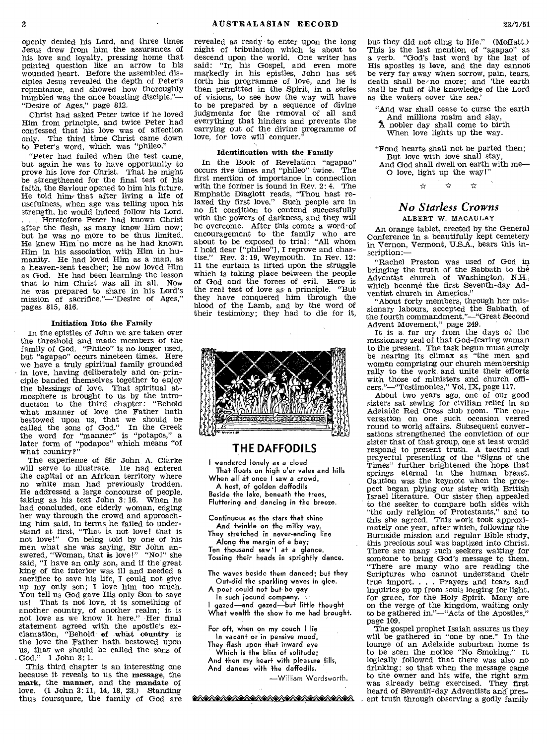openly denied his Lord, and three times Jesus drew from him the assurances of his love and loyalty, pressing home that pointed question like an arrow to his wounded heart. Before the assembled disciples Jesus revealed the depth of Peter's repentance, and showed how thoroughly humbled was the once boasting disciple."—"Desire of Ages," page 812.

Christ had asked Peter twice if he loved Him from principle, and twice Peter had confessed that his love was of affection only. The third time Christ came down to Peter's word, which was "phileo."

"Peter had failed when the test came, but again he was to have opportunity to prove his love for Christ. That he might be strengthened for the final test of his faith, the Saviour opened to him his future. He told him that after living a life of usefulness, when age was telling upon his strength, he would indeed follow his Lord. . . . Heretofore Peter had known Christ after the flesh, as many know Him now; but he was no more to be thus limited. He knew Him no more as he had known Him in his association with Him in humanity. He had loved Him as a man, as a heaven-sent teacher; he now loved Him as God. He had been learning the lesson that to him Christ was all in all. Now he was prepared to share in his Lord's mission of sacrifice."—"Desire of Ages," pages 815, 816.

#### Initiation Into the Family

In the epistles of John we are taken over the threshold and made members of the family of God. "Phileo" is no longer used, but "agapao" occurs nineteen times. Here we have a truly spiritual family grounded in love, having deliberately and on principle banded themselves together to enjoy the blessings of love. That spiritual atmosphere is brought to us by the introduction to the third chapter: "Behold what manner of love the Father hath bestowed upon us, that we should be called the sons of God." In the Greek the word for "manner" is "potapos," a later form of "podapos" which means "of what country?"

The experience of Sir John A. Clarke will serve to illustrate. He had entered the capital of an African territory where no white man had previously trodden. He addressed a large concourse of people, taking as his text John 3: 16. When he had concluded, one elderly woman, edging her way through the crowd and approaching him said, in terms he failed to understand at first, "That is not love! that is not love!" On being told by one of his men what she was saying, Sir John answered, "Woman, that **is** love!" "No!" she said, "I have an only son, and if the great king of the interior was ill and needed a sacrifice to save his life, I could not give up my only son; I love him too much. You tell us God gave His only Son to save us! That is not love, it is something of another country, of another realm; it is not love as we know it here." Her final statement agreed with the apostle's exclamation, "Behold **of what country** is the love the Father hath bestowed upon us, that we should be called the sons of God." 1 John 3: 1.

This third chapter is an interesting one because it reveals to us the **message**, the **mark**, the **manner**, and the **mandate** of love. (1 John 3: 11, 14, 18, 23.) Standing thus foursquare, the family of God are revealed as ready to enter upon the long night of tribulation which is about to descend upon the world. One writer has said: "In his Gospel, and even more markedly in his epistles, John has set forth his programme of love, and he is then permitted in the Spirit, in a series of visions, to see how the way will have to be prepared by a sequence of divine judgments for the removal of all and everything that hinders and prevents the carrying out of the divine programme of love, for love will conquer."

#### Identification with the Family

In the Book of Revelation "agapao" occurs five times and "phileo" twice. The first mention of importance in connection with the former is found in Rev. 2: 4. The Emphatic Diaglott reads, "Thou hast relaxed thy first love." Such people are in no fit condition to contend successfully with the powers of darkness, and they will be overcome. After this comes a word of encouragement to the family who are about to be exposed to trial: "All whom I hold dear ["phileo"], I reprove and chastise." Rev. 3: 19, Weymouth. In Rev. 12: 11 the curtain is lifted upon the struggle which is taking place between the people of God and the forces of evil. Here is the real test of love as a principle. "But they have conquered him through the blood of the Lamb, and by the word of their testimony; they had to die for it, but they did not cling to life." (Moffatt.) This is the last mention of "agapao" as a verb. "God's last word by the last of His apostles is **love**, and the day cannot be very far away when sorrow, pain, tears, death shall be no more; and 'the earth shall be full of the knowledge of the Lord as the waters cover the sea.'

"And war shall cease to curse the earth
And millions maim and slay,
A nobler day shall come to birth
When love lights up the way.

"Fond hearts shall not be parted then;
But love with love shall stay,
And God shall dwell on earth with me—
O love, light up the way!"

☆ ☆ ☆

## THE DAFFODILS

I wandered lonely as a cloud
That floats on high o'er vales and hills
When all at once I saw a crowd,
A host, of golden daffodils
Beside the lake, beneath the trees,
Fluttering and dancing in the breeze.

Continuous as the stars that shine
And twinkle on the milky way,
They stretched in never-ending line
Along the margin of a bay;
Ten thousand saw I at a glance,
Tossing their heads in sprightly dance.

The waves beside them danced; but they
Out-did the sparkling waves in glee.
A poet could not but be gay
In such jocund company.
I gazed—and gazed—but little thought
What wealth the show to me had brought.

For oft, when on my couch I lie
In vacant or in pensive mood,
They flash upon that inward eye
Which is the bliss of solitude;
And then my heart with pleasure fills,
And dances with the daffodils.

—William Wordsworth.

## *No Starless Crowns*

ALBERT W. MACAULAY

An orange tablet, erected by the General Conference in a beautifully kept cemetery in Vernon, Vermont, U.S.A., bears this inscription:—

"Rachel Preston was used of God in bringing the truth of the Sabbath to the Adventist church of Washington, N.H., which became the first Seventh-day Adventist church in America."

"About forty members, through her missionary labours, accepted the Sabbath of the fourth commandment."—"Great Second Advent Movement," page 249.

It is a far cry from the days of the missionary zeal of that God-fearing woman to the present. The task begun must surely be nearing its climax as "the men and women comprising our church membership rally to the work and unite their efforts with those of ministers and church officers."—"Testimonies," Vol. IX, page 117.

About two years ago, one of our good sisters sat sewing for civilian relief in an Adelaide Red Cross club room. The conversation on one such occasion veered round to world affairs. Subsequent conversations strengthened the conviction of our sister that of that group, one at least would respond to present truth. A tactful and prayerful presenting of the "Signs of the Times" further brightened the hope that springs eternal in the human breast. Caution was the keynote when the prospect began plying our sister with British Israel literature. Our sister then appealed to the seeker to compare both sides with "the only religion of Protestants," and to this she agreed. This work took approximately one year, after which, following the Burnside mission and regular Bible study, this precious soul was baptized into Christ. There are many such seekers waiting for someone to bring God's message to them. "There are many who are reading the Scriptures who cannot understand their true import. . . . Prayers and tears and inquiries go up from souls longing for light, for grace, for the Holy Spirit. Many are on the verge of the kingdom, waiting only to be gathered in."—"Acts of the Apostles," page 109.

The gospel prophet Isaiah assures us they will be gathered in "one by one." In the lounge of an Adelaide suburban home is to be seen the notice "No Smoking." It logically followed that there was also no drinking; so that when the message came to the owner and his wife, the right arm was already being exercised. They first heard of Seventh-day Adventists and present truth through observing a godly family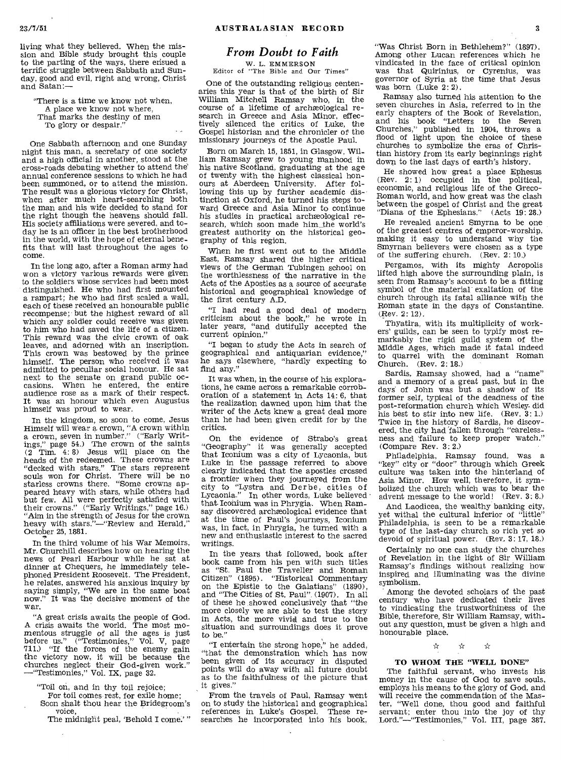living what they believed. When the mission and Bible study brought this couple to the parting of the ways, there ensued a terrific struggle between Sabbath and Sunday, good and evil, right and wrong, Christ and Satan:—

"There is a time we know not when,
A place we know not where,
That marks the destiny of men
To glory or despair."

One Sabbath afternoon and one Sunday night this man, a secretary of one society and a high official in another, stood at the cross-roads debating whether to attend the annual conference sessions to which he had been summoned, or to attend the mission. The result was a glorious victory for Christ, when after much heart-searching both the man and his wife decided to stand for the right though the heavens should fall. His society affiliations were severed, and today he is an officer in the best brotherhood in the world, with the hope of eternal benefits that will last throughout the ages to come.

In the long ago, after a Roman army had won a victory various rewards were given to the soldiers whose services had been most distinguished. He who had first mounted a rampart; he who had first scaled a wall, each of these received an honourable public recompense; but the highest reward of all which any soldier could receive was given to him who had saved the life of a citizen. This reward was the civic crown of oak leaves, and adorned with an inscription. This crown was bestowed by the prince himself. The person who received it was admitted to peculiar social honour. He sat next to the senate on grand public occasions. When he entered, the entire audience rose as a mark of their respect. It was an honour which even Augustus himself was proud to wear.

In the kingdom, so soon to come, Jesus Himself will wear a crown, "A crown within a crown, seven in number." ("Early Writings," page 54.) The crown of the saints (2 Tim. 4: 8) Jesus will place on the heads of the redeemed. These crowns are "decked with stars." The stars represent souls won for Christ. There will be no starless crowns there. "Some crowns appeared heavy with stars, while others had but few. All were perfectly satisfied with their crowns." ("Early Writings," page 16.) "Aim in the strength of Jesus for the crown heavy with stars."—"Review and Herald," October 25, 1881.

In the third volume of his War Memoirs, Mr. Churchill describes how on hearing the news of Pearl Harbour while he sat at dinner at Chequers, he immediately telephoned President Roosevelt. The President, he relates, answered his anxious inquiry by saying simply, "We are in the same boat now." It was the decisive moment of the war.

"A great crisis awaits the people of God. A crisis awaits the world. The most momentous struggle of all the ages is just before us." ("Testimonies," Vol. V, page 711.) "If the forces of the enemy gain the victory now, it will be because the churches neglect their God-given work." —"Testimonies," Vol. IX, page 32.

"Toil on, and in thy toil rejoice;
For toil comes rest, for exile home;
Soon shalt thou hear the Bridegroom's voice,
The midnight peal, 'Behold I come.'"

## *From Doubt to Faith*

W. L. EMMERSON
Editor of "The Bible and Our Times"

One of the outstanding religious centenaries this year is that of the birth of Sir William Mitchell Ramsay who, in the course of a lifetime of archæological research in Greece and Asia Minor, effectively silenced the critics of Luke, the Gospel historian and the chronicler of the missionary journeys of the Apostle Paul.

Born on March 15, 1851, in Glasgow, William Ramsay grew to young manhood in his native Scotland, graduating at the age of twenty with the highest classical honours at Aberdeen University. After following this up by further academic distinction at Oxford, he turned his steps toward Greece and Asia Minor to continue his studies in practical archæological research, which soon made him the world's greatest authority on the historical geography of this region.

When he first went out to the Middle East, Ramsay shared the higher critical views of the German Tubingen school on the worthlessness of the narrative in the Acts of the Apostles as a source of accurate historical and geographical knowledge of the first century A.D.

"I had read a good deal of modern criticism about the book," he wrote in later years, "and dutifully accepted the current opinion."

"I began to study the Acts in search of geographical and antiquarian evidence," he says elsewhere, "hardly expecting to find any."

It was when, in the course of his explorations, he came across a remarkable corroboration of a statement in Acts 14: 6, that the realization dawned upon him that the writer of the Acts knew a great deal more than he had been given credit for by the critics.

On the evidence of Strabo's great "Geography" it was generally accepted that Iconium was a city of Lycaonia, but Luke in the passage referred to above clearly indicated that the apostles crossed a frontier when they journeyed from the city to "Lystra and Derbe, cities of Lycaonia." In other words, Luke believed that Iconium was in Phrygia. When Ramsay discovered archæological evidence that at the time of Paul's journeys, Iconium was, in fact, in Phrygia, he turned with a new and enthusiastic interest to the sacred writings.

In the years that followed, book after book came from his pen with such titles as "St. Paul the Traveller and Roman Citizen" (1895). "Historical Commentary on the Epistle to the Galatians" (1890), and "The Cities of St. Paul" (1907). In all of these he showed conclusively that "the more closely we are able to test the story in Acts, the more vivid and true to the situation and surroundings does it prove to be."

"I entertain the strong hope," he added, "that the demonstration which has now been given of its accuracy in disputed points will do away with all future doubt as to the faithfulness of the picture that it gives."

From the travels of Paul, Ramsay went on to study the historical and geographical references in Luke's Gospel. These researches he incorporated into his book, "Was Christ Born in Bethlehem?" (1897). Among other Lucan references which he vindicated in the face of critical opinion was that Quirinius, or Cyrenius, was governor of Syria at the time that Jesus was born (Luke 2: 2).

Ramsay also turned his attention to the seven churches in Asia, referred to in the early chapters of the Book of Revelation, and his book "Letters to the Seven Churches," published in 1904, throws a flood of light upon the choice of these churches to symbolize the eras of Christian history from its early beginnings right down to the last days of earth's history.

He showed how great a place Ephesus (Rev. 2: 1) occupied in the political, economic, and religious life of the Greco-Roman world, and how great was the clash between the gospel of Christ and the great "Diana of the Ephesians." (Acts 19: 28.)

He revealed ancient Smyrna to be one of the greatest centres of emperor-worship, making it easy to understand why the Smyrnan believers were chosen as a type of the suffering church. (Rev. 2: 10.)

Pergamos, with its mighty Acropolis lifted high above the surrounding plain, is seen from Ramsay's account to be a fitting symbol of the material exaltation of the church through its fatal alliance with the Roman state in the days of Constantine. (Rev. 2: 12).

Thyatira, with its multiplicity of workers' guilds, can be seen to typify most remarkably the rigid guild system of the Middle Ages, which made it fatal indeed to quarrel with the dominant Roman Church. (Rev. 2: 18.)

Sardis, Ramsay showed, had a "name" and a memory of a great past, but in the days of John was but a shadow of its former self, typical of the deadness of the post-reformation church which Wesley did his best to stir into new life. (Rev. 3: 1.) Twice in the history of Sardis, he discovered, the city had fallen through "carelessness and failure to keep proper watch." (Compare Rev. 3: 2.)

Philadelphia, Ramsay found, was a "key" city or "door" through which Greek culture was taken into the hinterland of Asia Minor. How well, therefore, it symbolized the church which was to bear the advent message to the world! (Rev. 3: 8.)

And Laodicea, the wealthy banking city, yet withal the cultural inferior of "little" Philadelphia, is seen to be a remarkable type of the last-day church so rich yet so devoid of spiritual power. (Rev. 3: 17, 18.)

Certainly no one can study the churches of Revelation in the light of Sir William Ramsay's findings without realizing how inspired and illuminating was the divine symbolism.

Among the devoted scholars of the past century who have dedicated their lives to vindicating the trustworthiness of the Bible, therefore, Sir William Ramsay, without any question, must be given a high and honourable place.

☆ ☆ ☆

### TO WHOM THE "WELL DONE"

The faithful servant, who invests his money in the cause of God to save souls, employs his means to the glory of God, and will receive the commendation of the Master, "Well done, thou good and faithful servant; enter thou into the joy of thy Lord."—"Testimonies," Vol. III, page 387.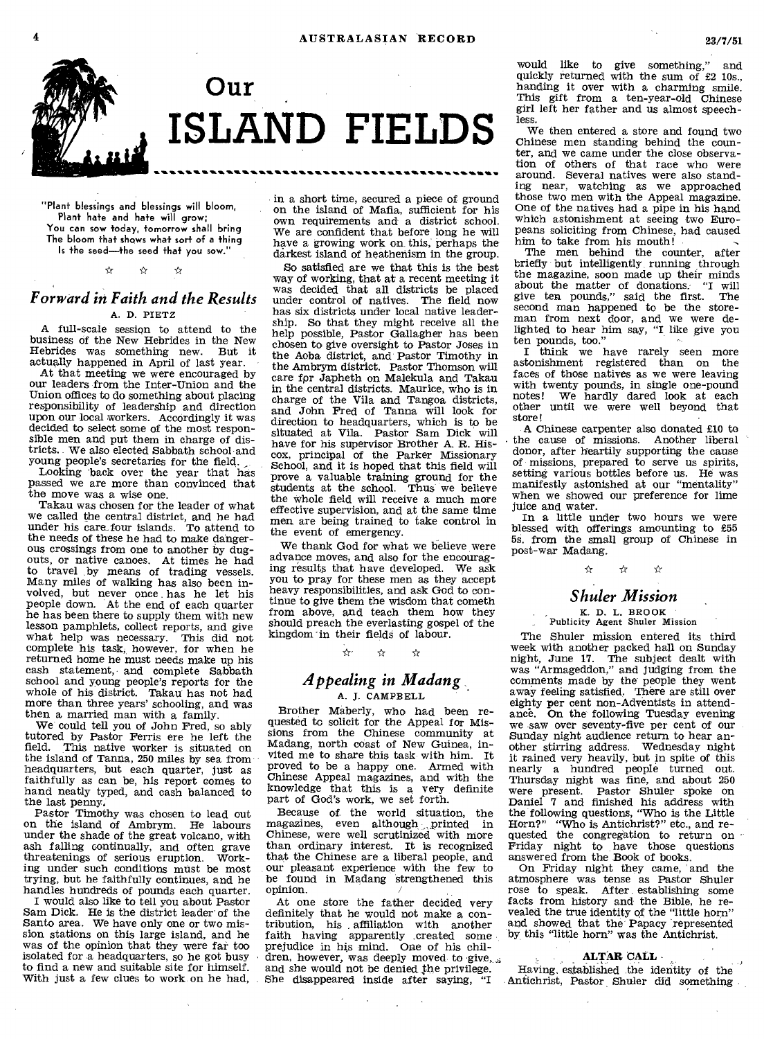# Our ISLAND FIELDS

"Plant blessings and blessings will bloom,
Plant hate and hate will grow;
You can sow today, tomorrow shall bring
The bloom that shows what sort of a thing
Is the seed—the seed that you sow."

☆ ☆ ☆

## *Forward in Faith and the Results*

A. D. PIETZ

A full-scale session to attend to the business of the New Hebrides in the New Hebrides was something new. But it actually happened in April of last year.

At that meeting we were encouraged by our leaders from the Inter-Union and the Union offices to do something about placing responsibility of leadership and direction upon our local workers. Accordingly it was decided to select some of the most responsible men and put them in charge of districts. We also elected Sabbath school and young people's secretaries for the field.

Looking back over the year that has passed we are more than convinced that the move was a wise one.

Takau was chosen for the leader of what we called the central district, and he had under his care four islands. To attend to the needs of these he had to make dangerous crossings from one to another by dug-outs, or native canoes. At times he had to travel by means of trading vessels. Many miles of walking has also been involved, but never once has he let his people down. At the end of each quarter he has been there to supply them with new lesson pamphlets, collect reports, and give what help was necessary. This did not complete his task, however, for when he returned home he must needs make up his cash statement, and complete Sabbath school and young people's reports for the whole of his district. Takau has not had more than three years' schooling, and was then a married man with a family.

We could tell you of John Fred, so ably tutored by Pastor Ferris ere he left the field. This native worker is situated on the island of Tanna, 250 miles by sea from headquarters, but each quarter, just as faithfully as can be, his report comes to hand neatly typed, and cash balanced to the last penny.

Pastor Timothy was chosen to lead out on the island of Ambrym. He labours under the shade of the great volcano, with ash falling continually, and often grave threatenings of serious eruption. Working under such conditions must be most trying, but he faithfully continues, and he handles hundreds of pounds each quarter.

I would also like to tell you about Pastor Sam Dick. He is the district leader of the Santo area. We have only one or two mission stations on this large island, and he was of the opinion that they were far too isolated for a headquarters, so he got busy to find a new and suitable site for himself. With just a few clues to work on he had, in a short time, secured a piece of ground on the island of Mafia, sufficient for his own requirements and a district school. We are confident that before long he will have a growing work on this, perhaps the darkest island of heathenism in the group.

So satisfied are we that this is the best way of working, that at a recent meeting it was decided that all districts be placed under control of natives. The field now has six districts under local native leadership. So that they might receive all the help possible, Pastor Gallagher has been chosen to give oversight to Pastor Joses in the Aoba district, and Pastor Timothy in the Ambrym district. Pastor Thomson will care for Japheth on Malekula and Takau in the central districts. Maurice, who is in charge of the Vila and Tangoa districts, and John Fred of Tanna will look for direction to headquarters, which is to be situated at Vila. Pastor Sam Dick will have for his supervisor Brother A. R. Hiscox, principal of the Parker Missionary School, and it is hoped that this field will prove a valuable training ground for the students at the school. Thus we believe the whole field will receive a much more effective supervision, and at the same time men are being trained to take control in the event of emergency.

We thank God for what we believe were advance moves, and also for the encouraging results that have developed. We ask you to pray for these men as they accept heavy responsibilities, and ask God to continue to give them the wisdom that cometh from above, and teach them how they should preach the everlasting gospel of the kingdom in their fields of labour.

☆ ☆ ☆

## *Appealing in Madang*

A. J. CAMPBELL

Brother Maberly, who had been requested to solicit for the Appeal for Missions from the Chinese community at Madang, north coast of New Guinea, invited me to share this task with him. It proved to be a happy one. Armed with Chinese Appeal magazines, and with the knowledge that this is a very definite part of God's work, we set forth.

Because of the world situation, the magazines, even although printed in Chinese, were well scrutinized with more than ordinary interest. It is recognized that the Chinese are a liberal people, and our pleasant experience with the few to be found in Madang strengthened this opinion.

At one store the father decided very definitely that he would not make a contribution, his affiliation with another faith having apparently created some prejudice in his mind. One of his children, however, was deeply moved to give, and she would not be denied the privilege. She disappeared inside after saying, "I would like to give something," and quickly returned with the sum of £2 10s., handing it over with a charming smile. This gift from a ten-year-old Chinese girl left her father and us almost speechless.

We then entered a store and found two Chinese men standing behind the counter, and we came under the close observation of others of that race who were around. Several natives were also standing near, watching as we approached those two men with the Appeal magazine. One of the natives had a pipe in his hand which astonishment at seeing two Europeans soliciting from Chinese, had caused him to take from his mouth!

The men behind the counter, after briefly but intelligently running through the magazine, soon made up their minds about the matter of donations. "I will give ten pounds," said the first. The second man happened to be the storeman from next door, and we were delighted to hear him say, "I like give you ten pounds, too."

I think we have rarely seen more astonishment registered than on the faces of those natives as we were leaving with twenty pounds, in single one-pound notes! We hardly dared look at each other until we were well beyond that store!

A Chinese carpenter also donated £10 to the cause of missions. Another liberal donor, after heartily supporting the cause of missions, prepared to serve us spirits, setting various bottles before us. He was manifestly astonished at our "mentality" when we showed our preference for lime juice and water.

In a little under two hours we were blessed with offerings amounting to £55 5s. from the small group of Chinese in post-war Madang.

☆ ☆ ☆

## *Shuler Mission*

K. D. L. BROOK
Publicity Agent Shuler Mission

The Shuler mission entered its third week with another packed hall on Sunday night, June 17. The subject dealt with was "Armageddon," and judging from the comments made by the people they went away feeling satisfied. There are still over eighty per cent of non-Adventists in attendance. On the following Tuesday evening we saw over seventy-five per cent of our Sunday night audience return to hear another stirring address. Wednesday night it rained very heavily, but in spite of this nearly a hundred people turned out. Thursday night was fine, and about 250 were present. Pastor Shuler spoke on Daniel 7 and finished his address with the following questions, "Who is the Little Horn?" "Who is Antichrist?" etc., and requested the congregation to return on Friday night to have those questions answered from the Book of books.

On Friday night they came, and the atmosphere was tense as Pastor Shuler rose to speak. After establishing some facts from history and the Bible, he revealed the true identity of the "little horn" and showed that the Papacy represented by this "little horn" was the Antichrist.

### ALTAR CALL

Having established the identity of the Antichrist, Pastor Shuler did something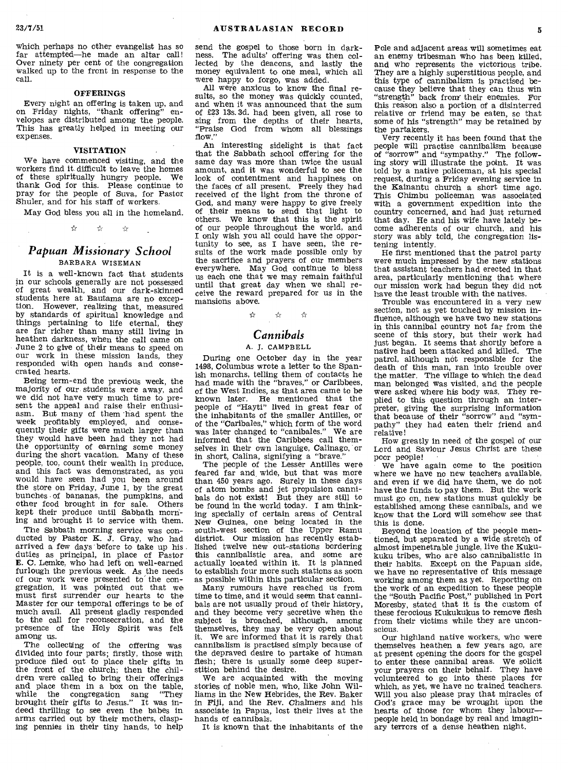which perhaps no other evangelist has so far attempted—he made an altar call! Over ninety per cent of the congregation walked up to the front in response to the call.

### OFFERINGS

Every night an offering is taken up, and on Friday nights, "thank offering" envelopes are distributed among the people. This has greatly helped in meeting our expenses.

### VISITATION

We have commenced visiting, and the workers find it difficult to leave the homes of these spiritually hungry people. We thank God for this. Please continue to pray for the people of Suva, for Pastor Shuler, and for his staff of workers.

May God bless you all in the homeland.

☆ ☆ ☆

## *Papuan Missionary School*

BARBARA WISEMAN

It is a well-known fact that students in our schools generally are not possessed of great wealth, and our dark-skinned students here at Bautama are no exception. However, realizing that, measured by standards of spiritual knowledge and things pertaining to life eternal, they are far richer than many still living in heathen darkness, when the call came on June 2 to give of their means to speed on our work in these mission lands, they responded with open hands and consecrated hearts.

Being term-end the previous week, the majority of our students were away, and we did not have very much time to present the appeal and raise their enthusiasm. But many of them had spent the week profitably employed, and consequently their gifts were much larger than they would have been had they not had the opportunity of earning some money during the short vacation. Many of these people, too, count their wealth in produce, and this fact was demonstrated, as you would have seen had you been around the store on Friday, June 1, by the great bunches of bananas, the pumpkins, and other food brought in for sale. Others kept their produce until Sabbath morning and brought it to service with them.

The Sabbath morning service was conducted by Pastor K. J. Gray, who had arrived a few days before to take up his duties as principal, in place of Pastor E. C. Lemke, who had left on well-earned furlough the previous week. As the needs of our work were presented to the congregation, it was pointed out that we must first surrender our hearts to the Master for our temporal offerings to be of much avail. All present gladly responded to the call for reconsecration, and the presence of the Holy Spirit was felt among us.

The collecting of the offering was divided into four parts; firstly, those with produce filed out to place their gifts in the front of the church; then the children were called to bring their offerings and place them in a box on the table, while the congregation sang "They brought their gifts to Jesus." It was indeed thrilling to see even the babes in arms carried out by their mothers, clasping pennies in their tiny hands, to help send the gospel to those born in darkness. The adults' offering was then collected by the deacons, and lastly the money equivalent to one meal, which all were happy to forgo, was added.

All were anxious to know the final results, so the money was quickly counted, and when it was announced that the sum of £23 13s. 3d. had been given, all rose to sing from the depths of their hearts, "Praise God from whom all blessings flow."

An interesting sidelight is that fact that the Sabbath school offering for the same day was more than twice the usual amount, and it was wonderful to see the look of contentment and happiness on the faces of all present. Freely they had received of the light from the throne of God, and many were happy to give freely of their means to send that light to others. We know that this is the spirit of our people throughout the world, and I only wish you all could have the opportunity to see, as I have seen, the results of the work made possible only by the sacrifice and prayers of our members everywhere. May God continue to bless us each one that we may remain faithful until that great day when we shall receive the reward prepared for us in the mansions above.

☆ ☆ ☆

## *Cannibals*

A. J. CAMPBELL

During one October day in the year 1498, Columbus wrote a letter to the Spanish monarchs, telling them of contacts he had made with the "braves," or Caribbees, of the West Indies, as that area came to be known later. He mentioned that the people of "Hayti" lived in great fear of the inhabitants of the smaller Antilles, or of the "Caribales," which form of the word was later changed to "canibales." We are informed that the Caribbees call themselves in their own languige, Calinago, or in short, Calina, signifying a "brave."

The people of the Lesser Antilles were feared far and wide, but that was more than 450 years ago. Surely in these days of atom bombs and jet propulsion cannibals do not exist! But they are still to be found in the world today. I am thinking specially of certain areas of Central New Guinea, one being located in the south-west section of the Upper Ramu district. Our mission has recently established twelve new out-stations bordering this cannibalistic area, and some are actually located within it. It is planned to establish four more such stations as soon as possible within this particular section.

Many rumours have reached us from time to time, and it would seem that cannibals are not usually proud of their history, and they become very secretive when the subject is broached, although, among themselves, they may be very open about it. We are informed that it is rarely that cannibalism is practised simply because of the depraved desire to partake of human flesh; there is usually some deep superstition behind the desire.

We are acquainted with the moving stories of noble men, who, like John Williams in the New Hebrides, the Rev. Baker in Fiji, and the Rev. Chalmers and his associate in Papua, lost their lives at the hands of cannibals.

It is known that the inhabitants of the Pole and adjacent areas will sometimes eat an enemy tribesman who has been killed, and who represents the victorious tribe. They are a highly superstitious people, and this type of cannibalism is practised because they believe that they can thus win "strength" back from their enemies. For this reason also a portion of a disinterred relative or friend may be eaten, so that some of his "strength" may be retained by the partakers.

Very recently it has been found that the people will practise cannibalism because of "sorrow" and "sympathy." The following story will illustrate the point. It was told by a native policeman, at his special request, during a Friday evening service in the Kainantu church a short time ago. This Chimbu policeman was associated with a government expedition into the country concerned, and had just returned that day. He and his wife have lately become adherents of our church, and his story was ably told, the congregation listening intently.

He first mentioned that the patrol party were much impressed by the new stations that assistant teachers had erected in that area, particularly mentioning that where our mission work had begun they did not have the least trouble with the natives.

Trouble was encountered in a very new section, not as yet touched by mission influence, although we have two new stations in this cannibal country not far from the scene of this story, but their work had just began. It seems that shortly before a native had been attacked and killed. The patrol, although not responsible for the death of this man, ran into trouble over the matter. The village to which the dead man belonged was visited, and the people were asked where his body was. They replied to this question through an interpreter, giving the surprising information that because of their "sorrow" and "sympathy" they had eaten their friend and relative!

How greatly in need of the gospel of our Lord and Saviour Jesus Christ are these poor people!

We have again come to the position where we have no new teachers available, and even if we did have them, we do not have the funds to pay them. But the work must go on, new stations must quickly be established among these cannibals, and we know that the Lord will somehow see that this is done.

Beyond the location of the people mentioned, but separated by a wide stretch of almost impenetrable jungle, live the Kukukuku tribes, who are also cannibalistic in their habits. Except on the Papuan side, we have no representative of this message working among them as yet. Reporting on the work of an expedition to these people the "South Pacific Post," published in Port Moresby, stated that it is the custom of these ferocious Kukukukus to remove flesh from their victims while they are unconscious.

Our highland native workers, who were themselves heathen a few years ago, are at present opening the doors for the gospel to enter these cannibal areas. We solicit your prayers on their behalf. They have volunteered to go into these places for which, as yet, we have no trained teachers. Will you also please pray that miracles of God's grace may be wrought upon the hearts of those for whom they labour—people held in bondage by real and imaginary terrors of a dense heathen night.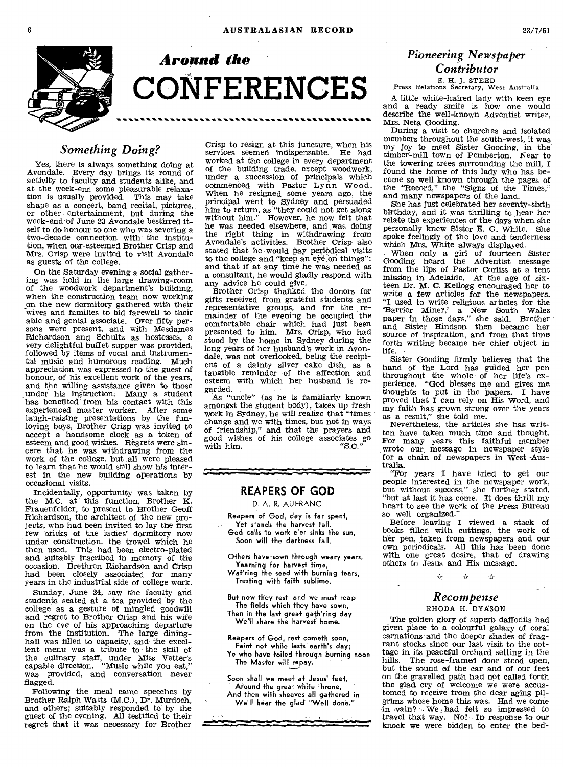# Around the CONFERENCES

## *Something Doing?*

Yes, there is always something doing at Avondale. Every day brings its round of activity to faculty and students alike, and at the week-end some pleasurable relaxation is usually provided. This may take shape as a concert, band recital, pictures, or other entertainment, but during the week-end of June 23 Avondale bestirred itself to do honour to one who was severing a two-decade connection with the institution, when our esteemed Brother Crisp and Mrs. Crisp were invited to visit Avondale as guests of the college.

On the Saturday evening a social gathering was held in the large drawing-room of the woodwork department's building, when the construction team now working on the new dormitory gathered with their wives and families to bid farewell to their able and genial associate. Over fifty persons were present, and with Mesdames Richardson and Schultz as hostesses, a very delightful buffet supper was provided, followed by items of vocal and instrumental music and humorous reading. Much appreciation was expressed to the guest of honour, of his excellent work of the years, and the willing assistance given to those under his instruction. Many a student has benefited from his contact with this experienced master worker. After some laugh-raising presentations by the fun-loving boys, Brother Crisp was invited to accept a handsome clock as a token of esteem and good wishes. Regrets were sincere that he was withdrawing from the work of the college, but all were pleased to learn that he would still show his interest in the new building operations by occasional visits.

Incidentally, opportunity was taken by the M.C. at this function, Brother K. Frauenfelder, to present to Brother Geoff Richardson, the architect of the new projects, who had been invited to lay the first few bricks of the ladies' dormitory now under construction, the trowel which he then used. This had been electro-plated and suitably inscribed in memory of the occasion. Brethren Richardson and Crisp had been closely associated for many years in the industrial side of college work.

Sunday, June 24, saw the faculty and students seated at a tea provided by the college as a gesture of mingled goodwill and regret to Brother Crisp and his wife on the eve of his approaching departure from the institution. The large dining-hall was filled to capacity, and the excellent menu was a tribute to the skill of the culinary staff, under Miss Vetter's capable direction. "Music while you eat," was provided, and conversation never flagged.

Following the meal came speeches by Brother Ralph Watts (M.C.), Dr. Murdoch, and others; suitably responded to by the guest of the evening. All testified to their regret that it was necessary for Brother Crisp to resign at this juncture, when his services seemed indispensable. He had worked at the college in every department of the building trade, except woodwork, under a succession of principals which commenced with Pastor Lynn Wood. When he resigned some years ago, the principal went to Sydney and persuaded him to return, as "they could not get along without him." However, he now felt that he was needed elsewhere, and was doing the right thing in withdrawing from Avondale's activities. Brother Crisp also stated that he would pay periodical visits to the college and "keep an eye on things"; and that if at any time he was needed as a consultant, he would gladly respond with any advice he could give.

Brother Crisp thanked the donors for gifts received from grateful students and representative groups, and for the remainder of the evening he occupied the comfortable chair which had just been presented to him. Mrs. Crisp, who had stood by the home in Sydney during the long years of her husband's work in Avondale, was not overlooked, being the recipient of a dainty silver cake dish, as a tangible reminder of the affection and esteem with which her husband is regarded.

As "uncle" (as he is familiarly known amongst the student body), takes up fresh work in Sydney, he will realize that "times change and we with times, but not in ways of friendship," and that the prayers and good wishes of his college associates go with him. "S.C."

## REAPERS OF GOD

D. A. R. AUFRANC

Reapers of God, day is far spent,
Yet stands the harvest tall.
God calls to work e'er sinks the sun,
Soon will the darkness fall.

Others have sown through weary years,
Yearning for harvest time,
Wat'ring the seed with burning tears,
Trusting with faith sublime.

But now they rest, and we must reap
The fields which they have sown,
Then in the last great gath'ring day
We'll share the harvest home.

Reapers of God, rest cometh soon,
Faint not while lasts earth's day;
Ye who have toiled through burning noon
The Master will repay.

Soon shall we meet at Jesus' feet,
Around the great white throne,
And then with sheaves all gathered in
We'll hear the glad "Well done."

## *Pioneering Newspaper Contributor*

E. H. J. STEED
Press Relations Secretary, West Australia

A little white-haired lady with keen eye and a ready smile is how one would describe the well-known Adventist writer, Mrs. Neta Gooding.

During a visit to churches and isolated members throughout the south-west, it was my joy to meet Sister Gooding, in the timber-mill town of Pemberton. Near to the towering trees surrounding the mill, I found the home of this lady who has become so well known through the pages of the "Record," the "Signs of the Times," and many newspapers of the land.

She has just celebrated her seventy-sixth birthday, and it was thrilling to hear her relate the experiences of the days when she personally knew Sister E. G. White. She spoke feelingly of the love and tenderness which Mrs. White always displayed.

When only a girl of fourteen Sister Gooding heard the Adventist message from the lips of Pastor Corliss at a tent mission in Adelaide. At the age of sixteen Dr. M. C. Kellogg encouraged her to write a few articles for the newspapers. "I used to write religious articles for the 'Barrier Miner,' a New South Wales paper in those days," she said. Brother and Sister Hindson then became her source of inspiration, and from that time forth writing became her chief object in life.

Sister Gooding firmly believes that the hand of the Lord has guided her pen throughout the whole of her life's experience. "God blesses me and gives me thoughts to put in the papers. I have proved that I can rely on His Word, and my faith has grown strong over the years as a result," she told me.

Nevertheless, the articles she has written have taken much time and thought. For many years this faithful member wrote our message in newspaper style for a chain of newspapers in West Australia.

"For years I have tried to get our people interested in the newspaper work, but without success," she further stated, "but at last it has come. It does thrill my heart to see the work of the Press Bureau so well organized."

Before leaving I viewed a stack of books filled with cuttings, the work of her pen, taken from newspapers and our own periodicals. All this has been done with one great desire, that of drawing others to Jesus and His message.

☆ ☆ ☆

## *Recompense*

RHODA H. DYASON

The golden glory of superb daffodils had given place to a colourful galaxy of coral carnations and the deeper shades of fragrant stocks since our last visit to the cottage in its peaceful orchard setting in the hills. The rose-framed door stood open, but the sound of the car and of our feet on the gravelled path had not called forth the glad cry of welcome we were accustomed to receive from the dear aging pilgrims whose home this was. Had we come in vain? We had felt so impressed to travel that way. No! In response to our knock we were bidden to enter the bed-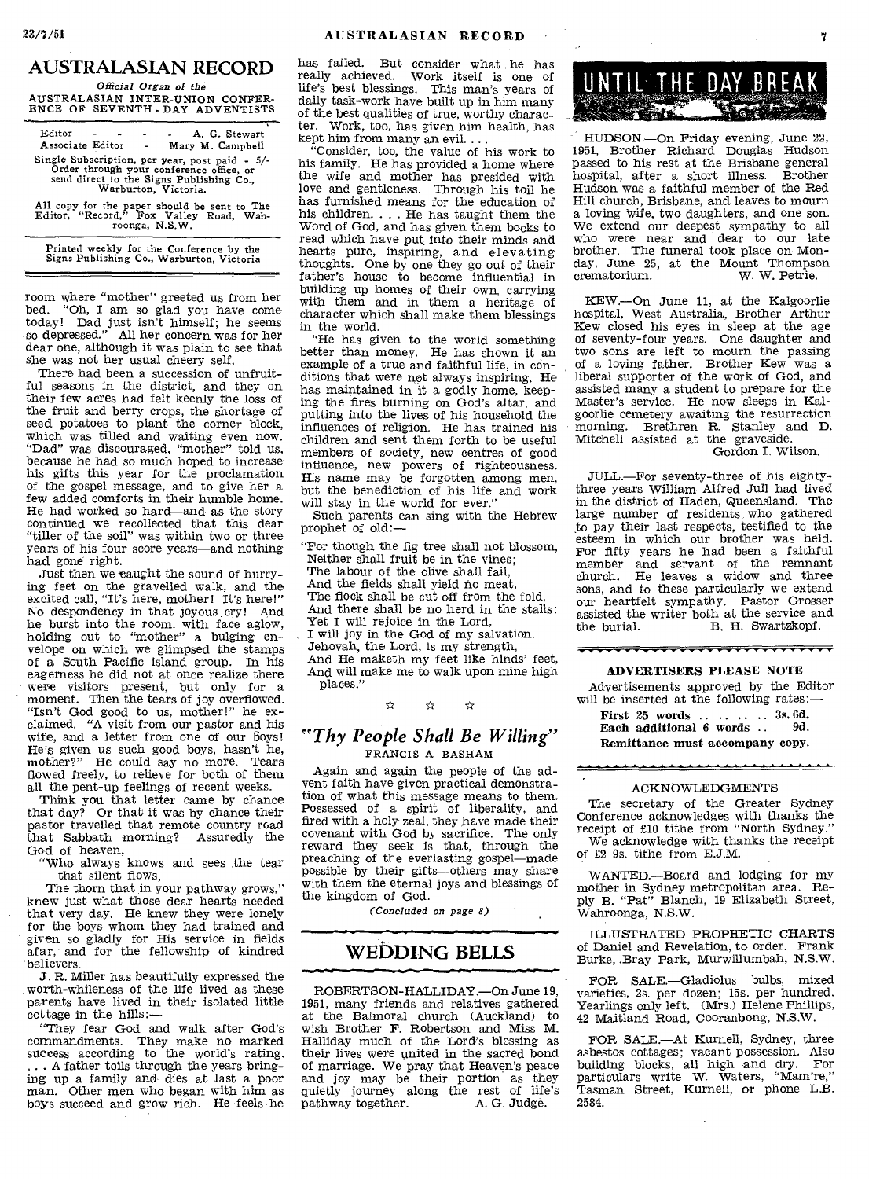# AUSTRALASIAN RECORD

*Official Organ of the*
AUSTRALASIAN INTER-UNION CONFERENCE OF SEVENTH-DAY ADVENTISTS

Editor - - - - A. G. Stewart
Associate Editor - Mary M. Campbell

Single Subscription, per year, post paid - 5/- Order through your conference office, or send direct to the Signs Publishing Co., Warburton, Victoria.

All copy for the paper should be sent to The Editor, "Record," Fox Valley Road, Wahroonga, N.S.W.

Printed weekly for the Conference by the Signs Publishing Co., Warburton, Victoria

---

room where "mother" greeted us from her bed. "Oh, I am so glad you have come today! Dad just isn't himself; he seems so depressed." All her concern was for her dear one, although it was plain to see that she was not her usual cheery self.

There had been a succession of unfruitful seasons in the district, and they on their few acres had felt keenly the loss of the fruit and berry crops, the shortage of seed potatoes to plant the corner block, which was tilled and waiting even now. "Dad" was discouraged, "mother" told us, because he had so much hoped to increase his gifts this year for the proclamation of the gospel message, and to give her a few added comforts in their humble home. He had worked so hard—and as the story continued we recollected that this dear "tiller of the soil" was within two or three years of his four score years—and nothing had gone right.

Just then we caught the sound of hurrying feet on the gravelled walk, and the excited call, "It's here, mother! It's here!" No despondency in that joyous cry! And he burst into the room, with face aglow, holding out to "mother" a bulging envelope on which we glimpsed the stamps of a South Pacific island group. In his eagerness he did not at once realize there were visitors present, but only for a moment. Then the tears of joy overflowed. "Isn't God good to us, mother!" he exclaimed. "A visit from our pastor and his wife, and a letter from one of our boys! He's given us such good boys, hasn't he, mother?" He could say no more. Tears flowed freely, to relieve for both of them all the pent-up feelings of recent weeks.

Think you that letter came by chance that day? Or that it was by chance their pastor travelled that remote country road that Sabbath morning? Assuredly the God of heaven,

"Who always knows and sees the tear that silent flows,
The thorn that in your pathway grows,"

knew just what those dear hearts needed that very day. He knew they were lonely for the boys whom they had trained and given so gladly for His service in fields afar, and for the fellowship of kindred believers.

J. R. Miller has beautifully expressed the worth-whileness of the life lived as these parents have lived in their isolated little cottage in the hills:—

"They fear God and walk after God's commandments. They make no marked success according to the world's rating. . . . A father toils through the years bringing up a family and dies at last a poor man. Other men who began with him as boys succeed and grow rich. He feels he has failed. But consider what he has really achieved. Work itself is one of life's best blessings. This man's years of daily task-work have built up in him many of the best qualities of true, worthy character. Work, too, has given him health, has kept him from many an evil. . . .

"Consider, too, the value of his work to his family. He has provided a home where the wife and mother has presided with love and gentleness. Through his toil he has furnished means for the education of his children. . . . He has taught them the Word of God, and has given them books to read which have put into their minds and hearts pure, inspiring, and elevating thoughts. One by one they go out of their father's house to become influential in building up homes of their own, carrying with them and in them a heritage of character which shall make them blessings in the world.

"He has given to the world something better than money. He has shown it an example of a true and faithful life, in conditions that were not always inspiring. He has maintained in it a godly home, keeping the fires burning on God's altar, and putting into the lives of his household the influences of religion. He has trained his children and sent them forth to be useful members of society, new centres of good influence, new powers of righteousness. His name may be forgotten among men, but the benediction of his life and work will stay in the world for ever."

Such parents can sing with the Hebrew prophet of old:—

"For though the fig tree shall not blossom,
Neither shall fruit be in the vines;
The labour of the olive shall fail,
And the fields shall yield no meat,
The flock shall be cut off from the fold,
And there shall be no herd in the stalls:
Yet I will rejoice in the Lord,
I will joy in the God of my salvation.
Jehovah, the Lord, is my strength,
And He maketh my feet like hinds' feet,
And will make me to walk upon mine high places."

☆ ☆ ☆

## *"Thy People Shall Be Willing"*

FRANCIS A. BASHAM

Again and again the people of the advent faith have given practical demonstration of what this message means to them. Possessed of a spirit of liberality, and fired with a holy zeal, they have made their covenant with God by sacrifice. The only reward they seek is that, through the preaching of the everlasting gospel—made possible by their gifts—others may share with them the eternal joys and blessings of the kingdom of God.

*(Concluded on page 8)*

## WEDDING BELLS

ROBERTSON-HALLIDAY.—On June 19, 1951, many friends and relatives gathered at the Balmoral church (Auckland) to wish Brother F. Robertson and Miss M. Halliday much of the Lord's blessing as their lives were united in the sacred bond of marriage. We pray that Heaven's peace and joy may be their portion as they quietly journey along the rest of life's pathway together. A. G. Judge.

## UNTIL THE DAY BREAK

HUDSON.—On Friday evening, June 22, 1951, Brother Richard Douglas Hudson passed to his rest at the Brisbane general hospital, after a short illness. Brother Hudson was a faithful member of the Red Hill church, Brisbane, and leaves to mourn a loving wife, two daughters, and one son. We extend our deepest sympathy to all who were near and dear to our late brother. The funeral took place on Monday, June 25, at the Mount Thompson crematorium. W. W. Petrie.

KEW.—On June 11, at the Kalgoorlie hospital, West Australia, Brother Arthur Kew closed his eyes in sleep at the age of seventy-four years. One daughter and two sons are left to mourn the passing of a loving father. Brother Kew was a liberal supporter of the work of God, and assisted many a student to prepare for the Master's service. He now sleeps in Kalgoorlie cemetery awaiting the resurrection morning. Brethren R. Stanley and D. Mitchell assisted at the graveside.
Gordon I. Wilson.

JULL.—For seventy-three of his eighty-three years William Alfred Jull had lived in the district of Haden, Queensland. The large number of residents who gathered to pay their last respects, testified to the esteem in which our brother was held. For fifty years he had been a faithful member and servant of the remnant church. He leaves a widow and three sons, and to these particularly we extend our heartfelt sympathy. Pastor Grosser assisted the writer both at the service and the burial. B. H. Swartzkopf.

**ADVERTISERS PLEASE NOTE**

Advertisements approved by the Editor will be inserted at the following rates:—

**First 25 words . . . . . . 3s. 6d.**
**Each additional 6 words . . 9d.**
**Remittance must accompany copy.**

ACKNOWLEDGMENTS

The secretary of the Greater Sydney Conference acknowledges with thanks the receipt of £10 tithe from "North Sydney."

We acknowledge with thanks the receipt of £2 9s. tithe from E.J.M.

WANTED.—Board and lodging for my mother in Sydney metropolitan area. Reply B. "Pat" Blanch, 19 Elizabeth Street, Wahroonga, N.S.W.

ILLUSTRATED PROPHETIC CHARTS of Daniel and Revelation, to order. Frank Burke, Bray Park, Murwillumbah, N.S.W.

FOR SALE.—Gladiolus bulbs, mixed varieties, 2s. per dozen; 15s. per hundred. Yearlings only left. (Mrs.) Helene Phillips, 42 Maitland Road, Cooranbong, N.S.W.

FOR SALE.—At Kurnell, Sydney, three asbestos cottages; vacant possession. Also building blocks, all high and dry. For particulars write W. Waters, "Mam're," Tasman Street, Kurnell, or phone L.B. 2584.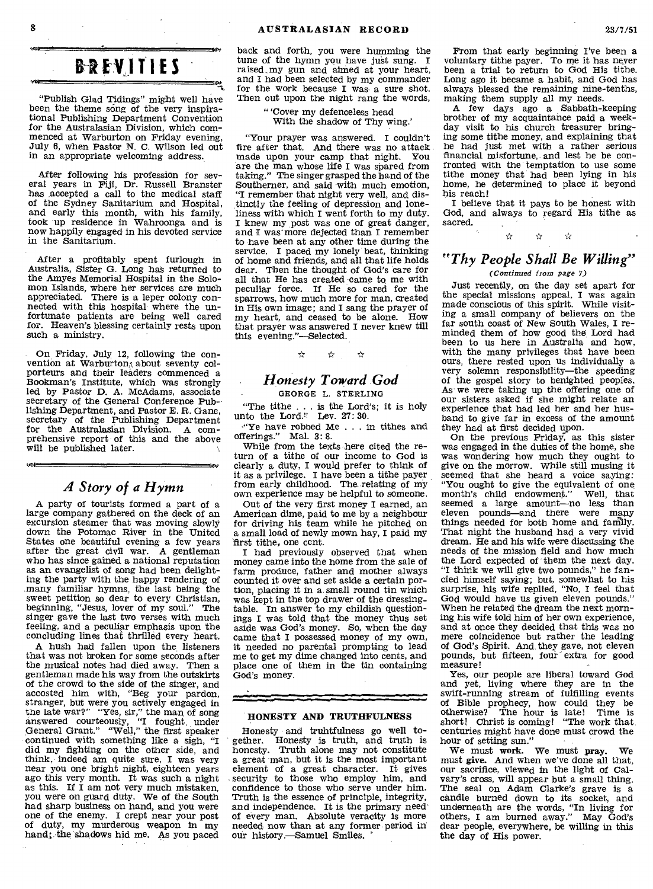# BREVITIES

"Publish Glad Tidings" might well have been the theme song of the very inspirational Publishing Department Convention for the Australasian Division, which commenced at Warburton on Friday evening, July 6, when Pastor N. C. Wilson led out in an appropriate welcoming address.

After following his profession for several years in Fiji, Dr. Russell Branster has accepted a call to the medical staff of the Sydney Sanitarium and Hospital, and early this month, with his family, took up residence in Wahroonga and is now happily engaged in his devoted service in the Sanitarium.

After a profitably spent furlough in Australia, Sister G. Long has returned to the Amyes Memorial Hospital in the Solomon Islands, where her services are much appreciated. There is a leper colony connected with this hospital where the unfortunate patients are being well cared for. Heaven's blessing certainly rests upon such a ministry.

On Friday, July 12, following the convention at Warburton, about seventy colporteurs and their leaders commenced a Bookman's Institute, which was strongly led by Pastor D. A. McAdams, associate secretary of the General Conference Publishing Department, and Pastor E. R. Gane, secretary of the Publishing Department for the Australasian Division. A comprehensive report of this and the above will be published later.

## *A Story of a Hymn*

A party of tourists formed a part of a large company gathered on the deck of an excursion steamer that was moving slowly down the Potomac River in the United States one beautiful evening a few years after the great civil war. A gentleman who has since gained a national reputation as an evangelist of song had been delighting the party with the happy rendering of many familiar hymns, the last being the sweet petition so dear to every Christian, beginning, "Jesus, lover of my soul." The singer gave the last two verses with much feeling, and a peculiar emphasis upon the concluding lines that thrilled every heart.

A hush had fallen upon the listeners that was not broken for some seconds after the musical notes had died away. Then a gentleman made his way from the outskirts of the crowd to the side of the singer, and accosted him with, "Beg your pardon, stranger, but were you actively engaged in the late war?" "Yes, sir," the man of song answered courteously, "I fought under General Grant." "Well," the first speaker continued with something like a sigh, "I did my fighting on the other side, and think, indeed am quite sure, I was very near you one bright night, eighteen years ago this very month. It was such a night as this. If I am not very much mistaken, you were on guard duty. We of the South had sharp business on hand, and you were one of the enemy. I crept near your post of duty, my murderous weapon in my hand; the shadows hid me. As you paced back and forth, you were humming the tune of the hymn you have just sung. I raised my gun and aimed at your heart, and I had been selected by my commander for the work because I was a sure shot. Then out upon the night rang the words,

> "'Cover my defenceless head
> With the shadow of Thy wing.'

"Your prayer was answered. I couldn't fire after that. And there was no attack made upon your camp that night. You are the man whose life I was spared from taking." The singer grasped the hand of the Southerner, and said with much emotion, "I remember that night very well, and distinctly the feeling of depression and loneliness with which I went forth to my duty. I knew my post was one of great danger, and I was more dejected than I remember to have been at any other time during the service. I paced my lonely beat, thinking of home and friends, and all that life holds dear. Then the thought of God's care for all that He has created came to me with peculiar force. If He so cared for the sparrows, how much more for man, created in His own image; and I sang the prayer of my heart, and ceased to be alone. How that prayer was answered I never knew till this evening."—Selected.

☆ ☆ ☆

## *Honesty Toward God*

GEORGE L. STERLING

"The tithe . . . is the Lord's; it is holy unto the Lord." Lev. 27: 30.

"Ye have robbed Me . . . in tithes and offerings." Mal. 3: 8.

While from the texts here cited the return of a tithe of our income to God is clearly a duty, I would prefer to think of it as a privilege. I have been a tithe payer from early childhood. The relating of my own experience may be helpful to someone.

Out of the very first money I earned, an American dime, paid to me by a neighbour for driving his team while he pitched on a small load of newly mown hay, I paid my first tithe, one cent.

I had previously observed that when money came into the home from the sale of farm produce, father and mother always counted it over and set aside a certain portion, placing it in a small round tin which was kept in the top drawer of the dressing-table. In answer to my childish questionings I was told that the money thus set aside was God's money. So, when the day came that I possessed money of my own, it needed no parental prompting to lead me to get my dime changed into cents, and place one of them in the tin containing God's money.

From that early beginning I've been a voluntary tithe payer. To me it has never been a trial to return to God His tithe. Long ago it became a habit, and God has always blessed the remaining nine-tenths, making them supply all my needs.

A few days ago a Sabbath-keeping brother of my acquaintance paid a weekday visit to his church treasurer bringing some tithe money, and explaining that he had just met with a rather serious financial misfortune, and lest he be confronted with the temptation to use some tithe money that had been lying in his home, he determined to place it beyond his reach!

I believe that it pays to be honest with God, and always to regard His tithe as sacred.

☆ ☆ ☆

### HONESTY AND TRUTHFULNESS

Honesty and truhtfulness go well together. Honesty is truth, and truth is honesty. Truth alone may not constitute a great man, but it is the most important element of a great character. It gives security to those who employ him, and confidence to those who serve under him. Truth is the essence of principle, integrity, and independence. It is the primary need of every man. Absolute veracity is more needed now than at any former period in our history.—Samuel Smiles.

## *"Thy People Shall Be Willing"*

*(Continued from page 7)*

Just recently, on the day set apart for the special missions appeal, I was again made conscious of this spirit. While visiting a small company of believers on the far south coast of New South Wales, I reminded them of how good the Lord had been to us here in Australia and how, with the many privileges that have been ours, there rested upon us individually a very solemn responsibility—the speeding of the gospel story to benighted peoples. As we were taking up the offering one of our sisters asked if she might relate an experience that had led her and her husband to give far in excess of the amount they had at first decided upon.

On the previous Friday, as this sister was engaged in the duties of the home, she was wondering how much they ought to give on the morrow. While still musing it seemed that she heard a voice saying: "You ought to give the equivalent of one month's child endowment." Well, that seemed a large amount—no less than eleven pounds—and there were many things needed for both home and family. That night the husband had a very vivid dream. He and his wife were discussing the needs of the mission field and how much the Lord expected of them the next day. "I think we will give two pounds," he fancied himself saying; but, somewhat to his surprise, his wife replied, "No, I feel that God would have us given eleven pounds." When he related the dream the next morning his wife told him of her own experience, and at once they decided that this was no mere coincidence but rather the leading of God's Spirit. And they gave, not eleven pounds, but fifteen, four extra for good measure!

Yes, our people are liberal toward God and yet, living where they are in the swift-running stream of fulfilling events of Bible prophecy, how could they be otherwise? The hour is late! Time is short! Christ is coming! "The work that centuries might have done must crowd the hour of setting sun."

We must **work.** We must **pray.** We must **give.** And when we've done all that, our sacrifice, viewed in the light of Calvary's cross, will appear but a small thing. The seal on Adam Clarke's grave is a candle burned down to its socket, and underneath are the words, "In living for others, I am burned away." May God's dear people, everywhere, be willing in this the day of His power.